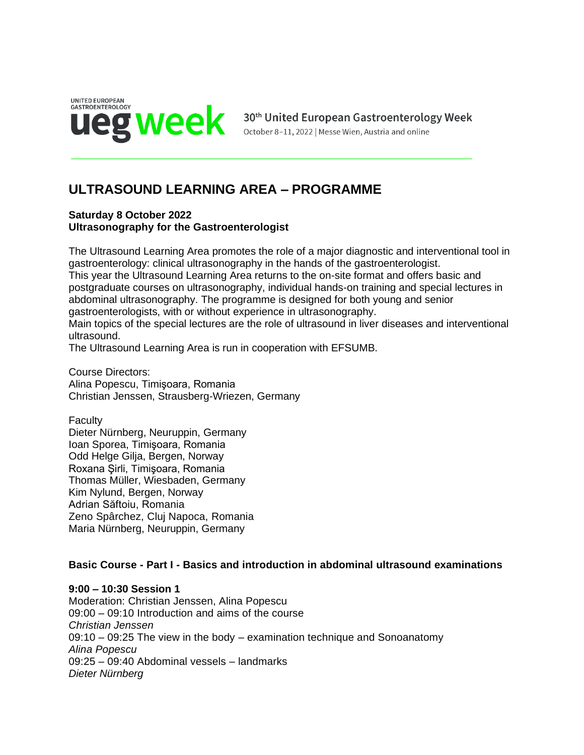UNITED EUROPEAN GASTROENTEROLOGY **ueg week**

30th United European Gastroenterology Week
October 8–11, 2022 | Messe Wien, Austria and online

# ULTRASOUND LEARNING AREA – PROGRAMME

**Saturday 8 October 2022**
**Ultrasonography for the Gastroenterologist**

The Ultrasound Learning Area promotes the role of a major diagnostic and interventional tool in gastroenterology: clinical ultrasonography in the hands of the gastroenterologist.
This year the Ultrasound Learning Area returns to the on-site format and offers basic and postgraduate courses on ultrasonography, individual hands-on training and special lectures in abdominal ultrasonography. The programme is designed for both young and senior gastroenterologists, with or without experience in ultrasonography.
Main topics of the special lectures are the role of ultrasound in liver diseases and interventional ultrasound.
The Ultrasound Learning Area is run in cooperation with EFSUMB.

Course Directors:
Alina Popescu, Timişoara, Romania
Christian Jenssen, Strausberg-Wriezen, Germany

Faculty
Dieter Nürnberg, Neuruppin, Germany
Ioan Sporea, Timişoara, Romania
Odd Helge Gilja, Bergen, Norway
Roxana Şirli, Timişoara, Romania
Thomas Müller, Wiesbaden, Germany
Kim Nylund, Bergen, Norway
Adrian Săftoiu, Romania
Zeno Spârchez, Cluj Napoca, Romania
Maria Nürnberg, Neuruppin, Germany

**Basic Course - Part I - Basics and introduction in abdominal ultrasound examinations**

**9:00 – 10:30 Session 1**
Moderation: Christian Jenssen, Alina Popescu
09:00 – 09:10 Introduction and aims of the course
*Christian Jenssen*
09:10 – 09:25 The view in the body – examination technique and Sonoanatomy
*Alina Popescu*
09:25 – 09:40 Abdominal vessels – landmarks
*Dieter Nürnberg*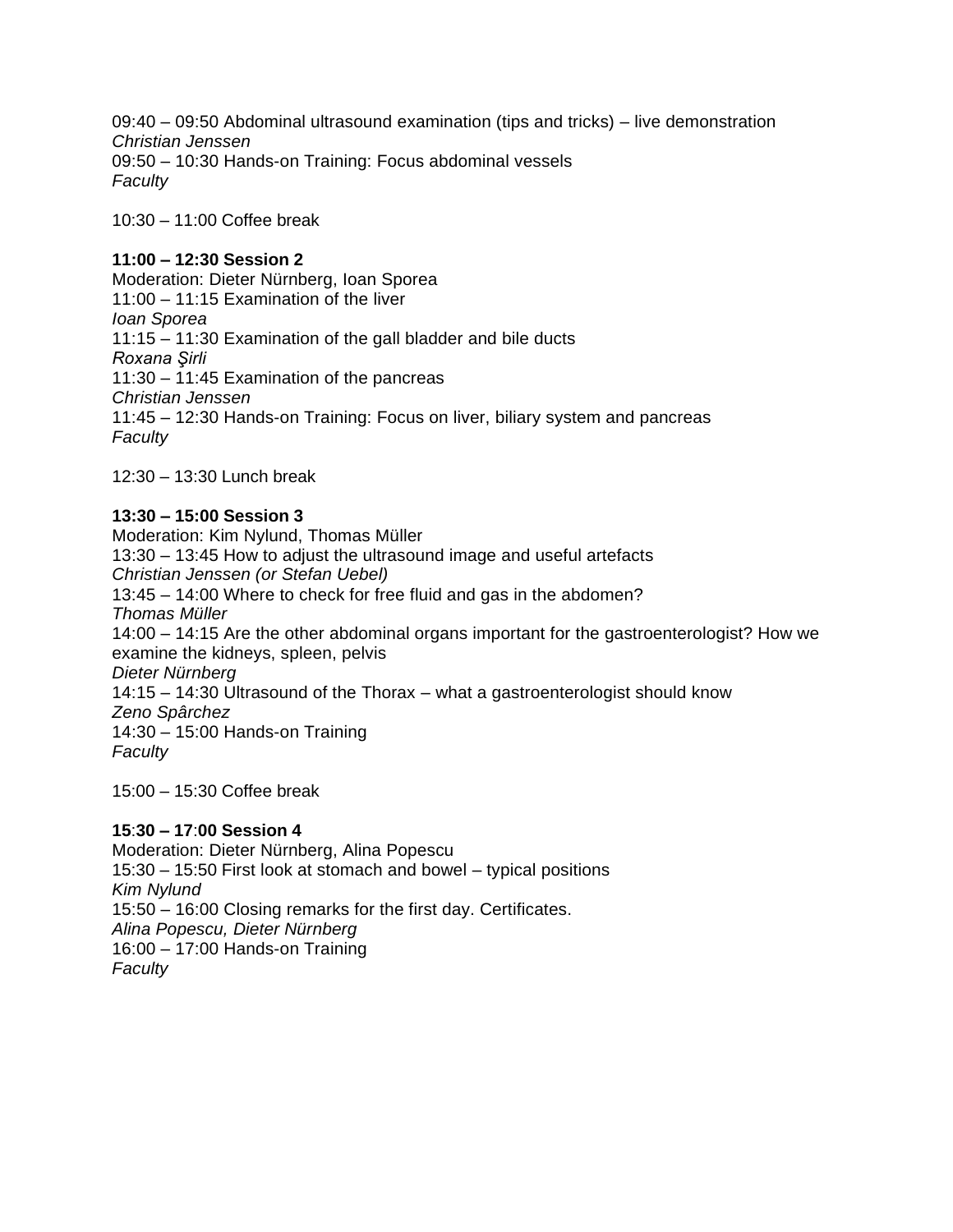09:40 – 09:50 Abdominal ultrasound examination (tips and tricks) – live demonstration  
*Christian Jenssen*  
09:50 – 10:30 Hands-on Training: Focus abdominal vessels  
*Faculty*

10:30 – 11:00 Coffee break

**11:00 – 12:30 Session 2**  
Moderation: Dieter Nürnberg, Ioan Sporea  
11:00 – 11:15 Examination of the liver  
*Ioan Sporea*  
11:15 – 11:30 Examination of the gall bladder and bile ducts  
*Roxana Şirli*  
11:30 – 11:45 Examination of the pancreas  
*Christian Jenssen*  
11:45 – 12:30 Hands-on Training: Focus on liver, biliary system and pancreas  
*Faculty*

12:30 – 13:30 Lunch break

**13:30 – 15:00 Session 3**  
Moderation: Kim Nylund, Thomas Müller  
13:30 – 13:45 How to adjust the ultrasound image and useful artefacts  
*Christian Jenssen (or Stefan Uebel)*  
13:45 – 14:00 Where to check for free fluid and gas in the abdomen?  
*Thomas Müller*  
14:00 – 14:15 Are the other abdominal organs important for the gastroenterologist? How we examine the kidneys, spleen, pelvis  
*Dieter Nürnberg*  
14:15 – 14:30 Ultrasound of the Thorax – what a gastroenterologist should know  
*Zeno Spârchez*  
14:30 – 15:00 Hands-on Training  
*Faculty*

15:00 – 15:30 Coffee break

**15:30 – 17:00 Session 4**  
Moderation: Dieter Nürnberg, Alina Popescu  
15:30 – 15:50 First look at stomach and bowel – typical positions  
*Kim Nylund*  
15:50 – 16:00 Closing remarks for the first day. Certificates.  
*Alina Popescu, Dieter Nürnberg*  
16:00 – 17:00 Hands-on Training  
*Faculty*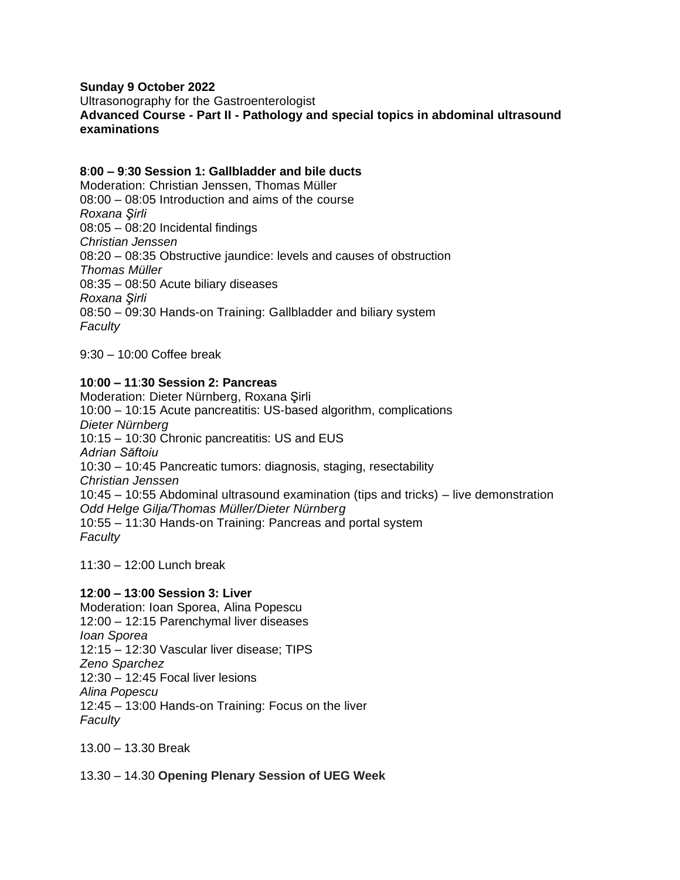**Sunday 9 October 2022**
Ultrasonography for the Gastroenterologist
**Advanced Course - Part II - Pathology and special topics in abdominal ultrasound examinations**

**8:00 – 9:30 Session 1: Gallbladder and bile ducts**
Moderation: Christian Jenssen, Thomas Müller
08:00 – 08:05 Introduction and aims of the course
*Roxana Şirli*
08:05 – 08:20 Incidental findings
*Christian Jenssen*
08:20 – 08:35 Obstructive jaundice: levels and causes of obstruction
*Thomas Müller*
08:35 – 08:50 Acute biliary diseases
*Roxana Şirli*
08:50 – 09:30 Hands-on Training: Gallbladder and biliary system
*Faculty*

9:30 – 10:00 Coffee break

**10:00 – 11:30 Session 2: Pancreas**
Moderation: Dieter Nürnberg, Roxana Şirli
10:00 – 10:15 Acute pancreatitis: US-based algorithm, complications
*Dieter Nürnberg*
10:15 – 10:30 Chronic pancreatitis: US and EUS
*Adrian Săftoiu*
10:30 – 10:45 Pancreatic tumors: diagnosis, staging, resectability
*Christian Jenssen*
10:45 – 10:55 Abdominal ultrasound examination (tips and tricks) – live demonstration
*Odd Helge Gilja/Thomas Müller/Dieter Nürnberg*
10:55 – 11:30 Hands-on Training: Pancreas and portal system
*Faculty*

11:30 – 12:00 Lunch break

**12:00 – 13:00 Session 3: Liver**
Moderation: Ioan Sporea, Alina Popescu
12:00 – 12:15 Parenchymal liver diseases
*Ioan Sporea*
12:15 – 12:30 Vascular liver disease; TIPS
*Zeno Sparchez*
12:30 – 12:45 Focal liver lesions
*Alina Popescu*
12:45 – 13:00 Hands-on Training: Focus on the liver
*Faculty*

13.00 – 13.30 Break

13.30 – 14.30 **Opening Plenary Session of UEG Week**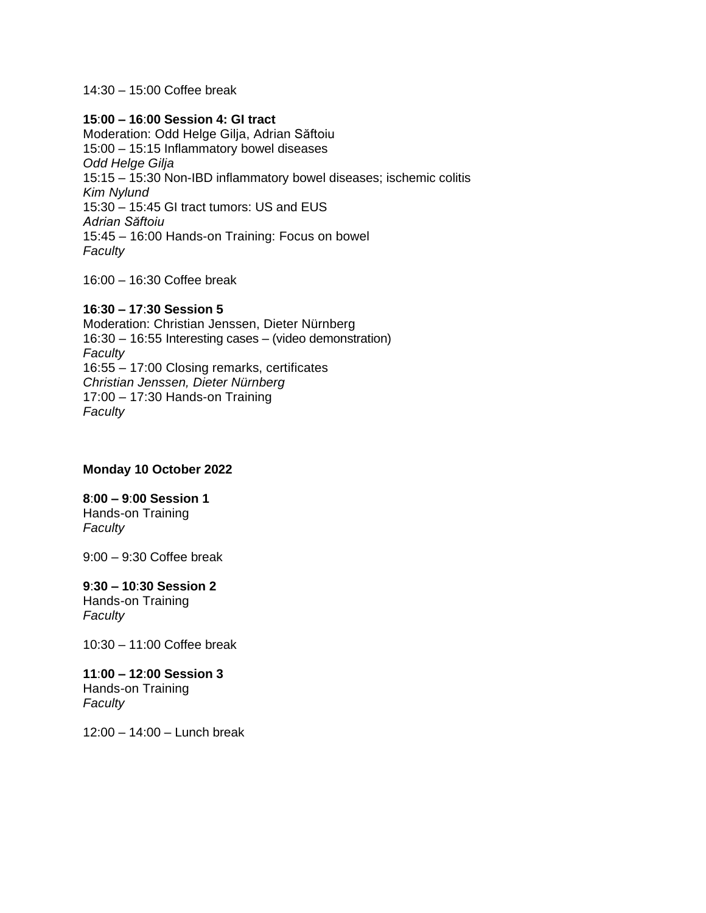14:30 – 15:00 Coffee break

**15:00 – 16:00 Session 4: GI tract**
Moderation: Odd Helge Gilja, Adrian Săftoiu
15:00 – 15:15 Inflammatory bowel diseases
*Odd Helge Gilja*
15:15 – 15:30 Non-IBD inflammatory bowel diseases; ischemic colitis
*Kim Nylund*
15:30 – 15:45 GI tract tumors: US and EUS
*Adrian Săftoiu*
15:45 – 16:00 Hands-on Training: Focus on bowel
*Faculty*

16:00 – 16:30 Coffee break

**16:30 – 17:30 Session 5**
Moderation: Christian Jenssen, Dieter Nürnberg
16:30 – 16:55 Interesting cases – (video demonstration)
*Faculty*
16:55 – 17:00 Closing remarks, certificates
*Christian Jenssen, Dieter Nürnberg*
17:00 – 17:30 Hands-on Training
*Faculty*

**Monday 10 October 2022**

**8:00 – 9:00 Session 1**
Hands-on Training
*Faculty*

9:00 – 9:30 Coffee break

**9:30 – 10:30 Session 2**
Hands-on Training
*Faculty*

10:30 – 11:00 Coffee break

**11:00 – 12:00 Session 3**
Hands-on Training
*Faculty*

12:00 – 14:00 – Lunch break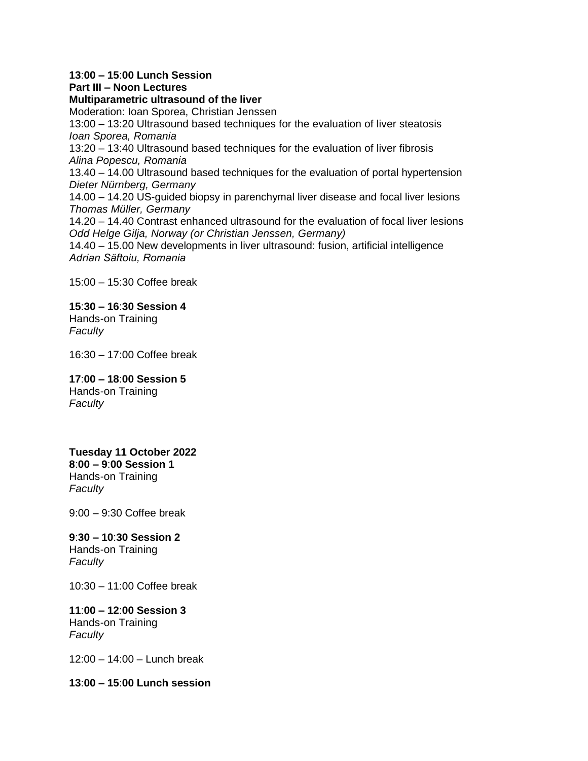**13:00 – 15:00 Lunch Session**
**Part III – Noon Lectures**
**Multiparametric ultrasound of the liver**
Moderation: Ioan Sporea, Christian Jenssen

13:00 – 13:20 Ultrasound based techniques for the evaluation of liver steatosis
*Ioan Sporea, Romania*

13:20 – 13:40 Ultrasound based techniques for the evaluation of liver fibrosis
*Alina Popescu, Romania*

13.40 – 14.00 Ultrasound based techniques for the evaluation of portal hypertension
*Dieter Nürnberg, Germany*

14.00 – 14.20 US-guided biopsy in parenchymal liver disease and focal liver lesions
*Thomas Müller, Germany*

14.20 – 14.40 Contrast enhanced ultrasound for the evaluation of focal liver lesions
*Odd Helge Gilja, Norway (or Christian Jenssen, Germany)*

14.40 – 15.00 New developments in liver ultrasound: fusion, artificial intelligence
*Adrian Săftoiu, Romania*

15:00 – 15:30 Coffee break

**15:30 – 16:30 Session 4**
Hands-on Training
*Faculty*

16:30 – 17:00 Coffee break

**17:00 – 18:00 Session 5**
Hands-on Training
*Faculty*

**Tuesday 11 October 2022**
**8:00 – 9:00 Session 1**
Hands-on Training
*Faculty*

9:00 – 9:30 Coffee break

**9:30 – 10:30 Session 2**
Hands-on Training
*Faculty*

10:30 – 11:00 Coffee break

**11:00 – 12:00 Session 3**
Hands-on Training
*Faculty*

12:00 – 14:00 – Lunch break

**13:00 – 15:00 Lunch session**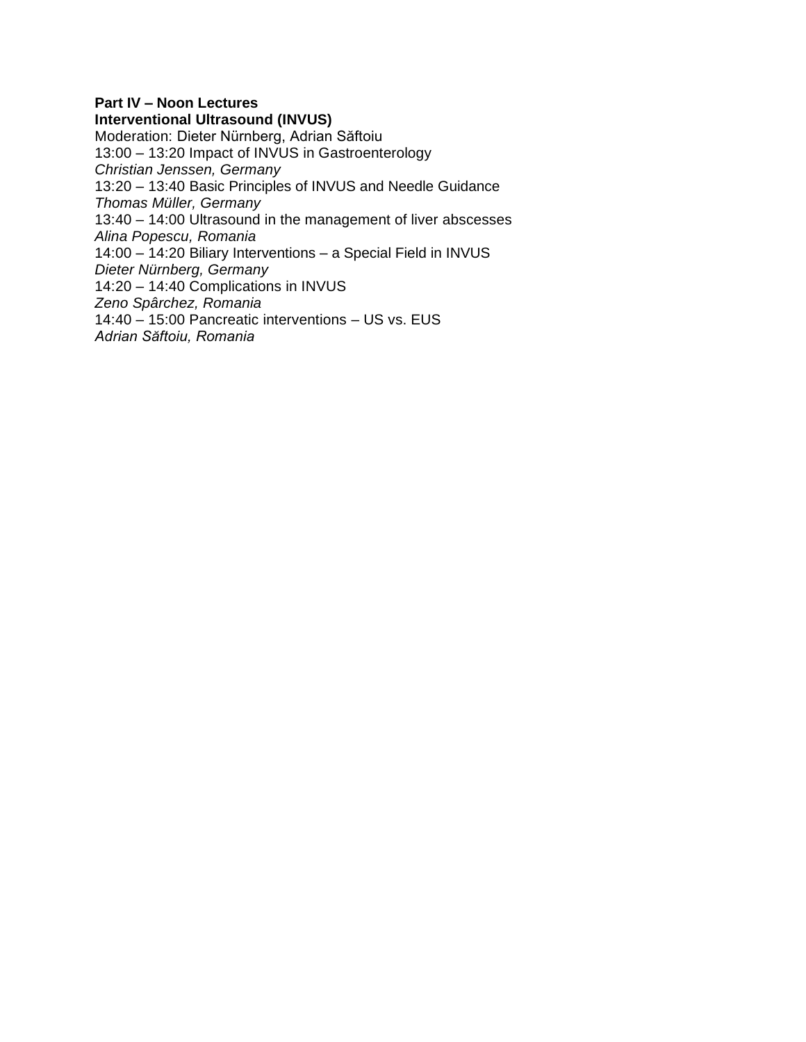**Part IV – Noon Lectures**
**Interventional Ultrasound (INVUS)**
Moderation: Dieter Nürnberg, Adrian Săftoiu
13:00 – 13:20 Impact of INVUS in Gastroenterology
*Christian Jenssen, Germany*
13:20 – 13:40 Basic Principles of INVUS and Needle Guidance
*Thomas Müller, Germany*
13:40 – 14:00 Ultrasound in the management of liver abscesses
*Alina Popescu, Romania*
14:00 – 14:20 Biliary Interventions – a Special Field in INVUS
*Dieter Nürnberg, Germany*
14:20 – 14:40 Complications in INVUS
*Zeno Spârchez, Romania*
14:40 – 15:00 Pancreatic interventions – US vs. EUS
*Adrian Săftoiu, Romania*